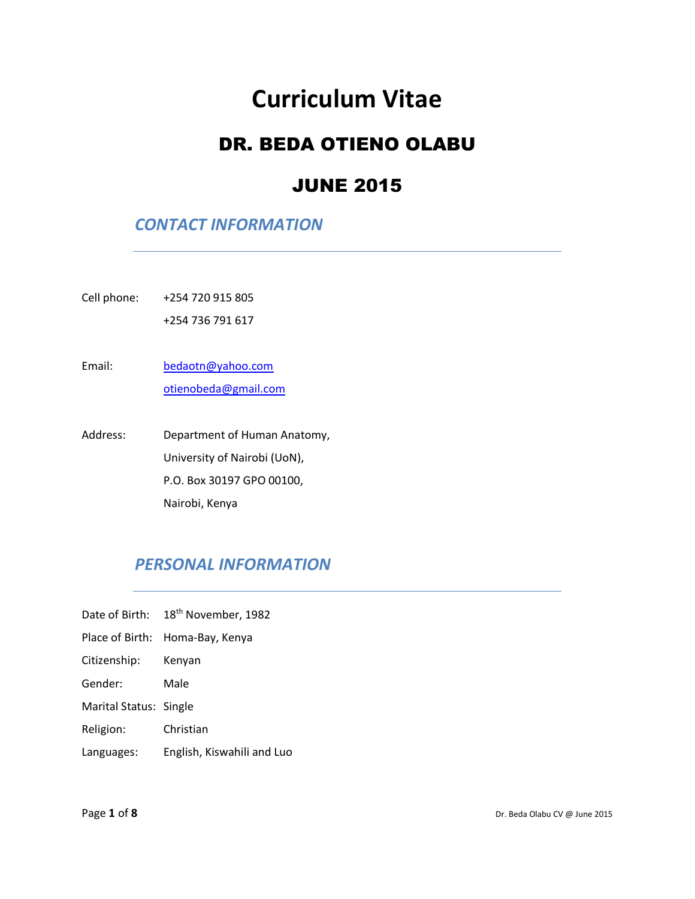# Curriculum Vitae

## DR. BEDA OTIENO OLABU

## JUNE 2015

### *CONTACT INFORMATION*

Cell phone: +254 720 915 805
+254 736 791 617

Email: bedaotn@yahoo.com
otienobeda@gmail.com

Address: Department of Human Anatomy,
University of Nairobi (UoN),
P.O. Box 30197 GPO 00100,
Nairobi, Kenya

### *PERSONAL INFORMATION*

Date of Birth: 18th November, 1982

Place of Birth: Homa-Bay, Kenya

Citizenship: Kenyan

Gender: Male

Marital Status: Single

Religion: Christian

Languages: English, Kiswahili and Luo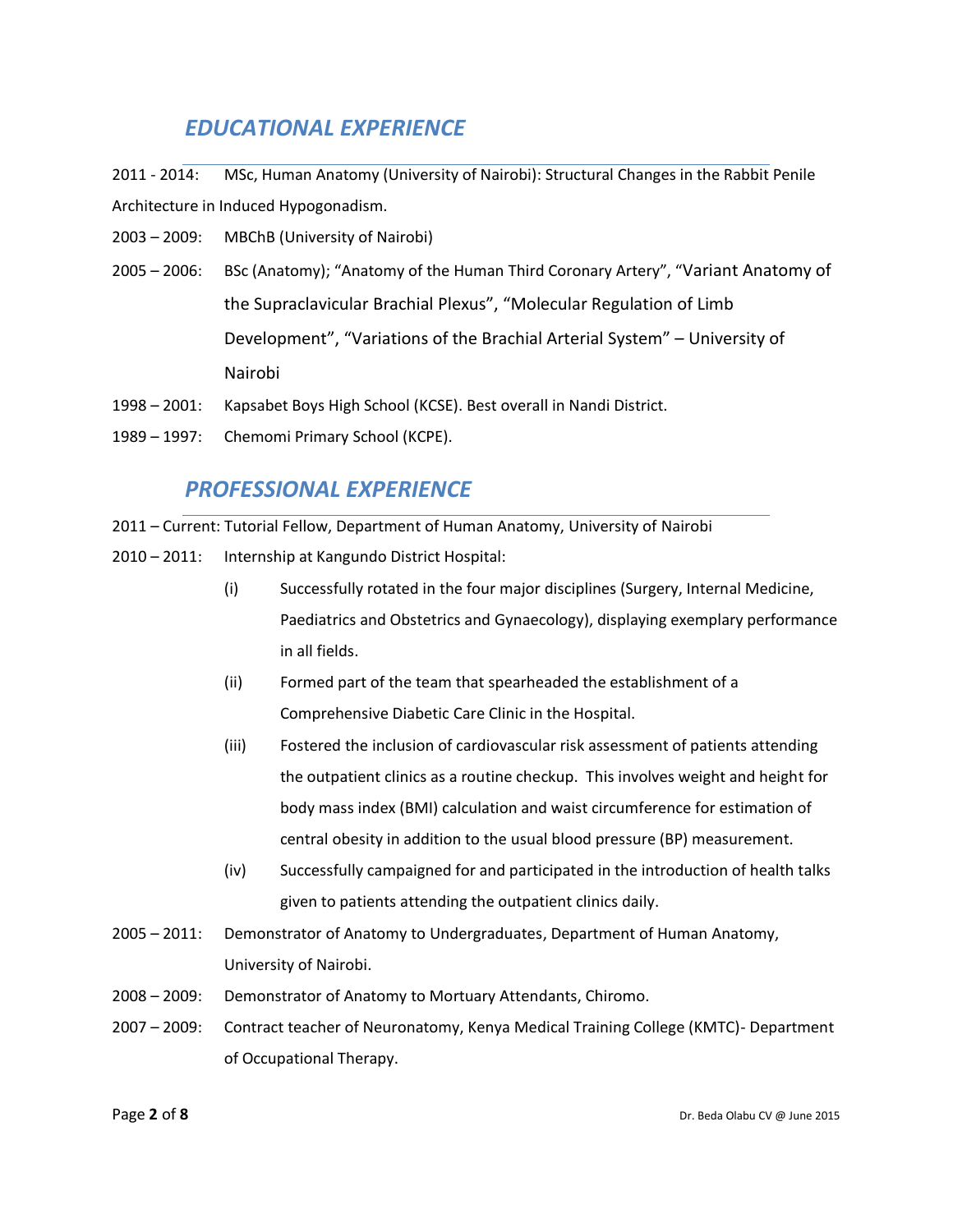## *EDUCATIONAL EXPERIENCE*

2011 - 2014: MSc, Human Anatomy (University of Nairobi): Structural Changes in the Rabbit Penile Architecture in Induced Hypogonadism.

2003 – 2009: MBChB (University of Nairobi)

2005 – 2006: BSc (Anatomy); "Anatomy of the Human Third Coronary Artery", "Variant Anatomy of the Supraclavicular Brachial Plexus", "Molecular Regulation of Limb Development", "Variations of the Brachial Arterial System" – University of Nairobi

1998 – 2001: Kapsabet Boys High School (KCSE). Best overall in Nandi District.

1989 – 1997: Chemomi Primary School (KCPE).

## *PROFESSIONAL EXPERIENCE*

2011 – Current: Tutorial Fellow, Department of Human Anatomy, University of Nairobi

2010 – 2011: Internship at Kangundo District Hospital:

- (i) Successfully rotated in the four major disciplines (Surgery, Internal Medicine, Paediatrics and Obstetrics and Gynaecology), displaying exemplary performance in all fields.
- (ii) Formed part of the team that spearheaded the establishment of a Comprehensive Diabetic Care Clinic in the Hospital.
- (iii) Fostered the inclusion of cardiovascular risk assessment of patients attending the outpatient clinics as a routine checkup. This involves weight and height for body mass index (BMI) calculation and waist circumference for estimation of central obesity in addition to the usual blood pressure (BP) measurement.
- (iv) Successfully campaigned for and participated in the introduction of health talks given to patients attending the outpatient clinics daily.

2005 – 2011: Demonstrator of Anatomy to Undergraduates, Department of Human Anatomy, University of Nairobi.

2008 – 2009: Demonstrator of Anatomy to Mortuary Attendants, Chiromo.

2007 – 2009: Contract teacher of Neuronatomy, Kenya Medical Training College (KMTC)- Department of Occupational Therapy.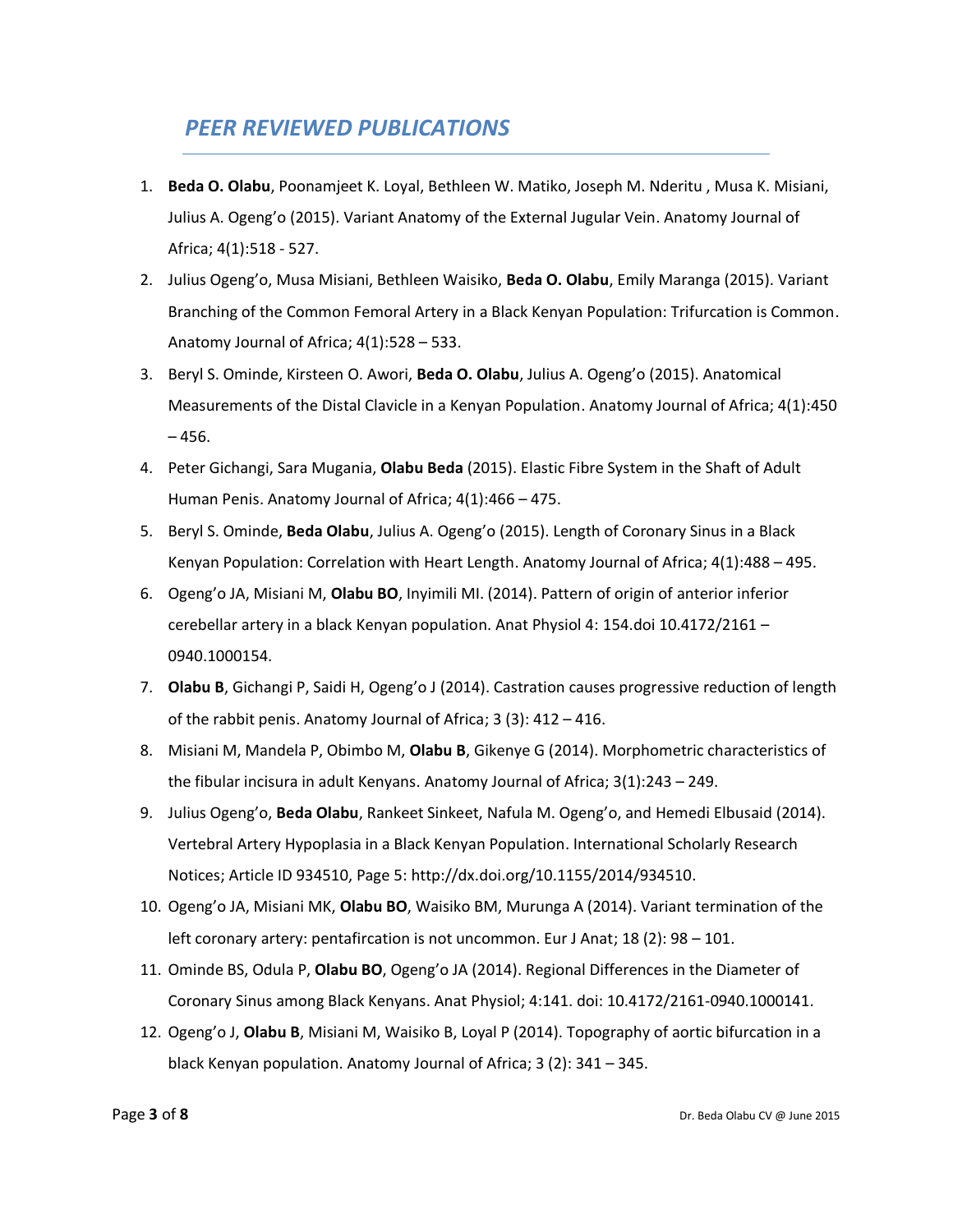## *PEER REVIEWED PUBLICATIONS*

1. **Beda O. Olabu**, Poonamjeet K. Loyal, Bethleen W. Matiko, Joseph M. Nderitu , Musa K. Misiani, Julius A. Ogeng'o (2015). Variant Anatomy of the External Jugular Vein. Anatomy Journal of Africa; 4(1):518 - 527.
2. Julius Ogeng'o, Musa Misiani, Bethleen Waisiko, **Beda O. Olabu**, Emily Maranga (2015). Variant Branching of the Common Femoral Artery in a Black Kenyan Population: Trifurcation is Common. Anatomy Journal of Africa; 4(1):528 – 533.
3. Beryl S. Ominde, Kirsteen O. Awori, **Beda O. Olabu**, Julius A. Ogeng'o (2015). Anatomical Measurements of the Distal Clavicle in a Kenyan Population. Anatomy Journal of Africa; 4(1):450 – 456.
4. Peter Gichangi, Sara Mugania, **Olabu Beda** (2015). Elastic Fibre System in the Shaft of Adult Human Penis. Anatomy Journal of Africa; 4(1):466 – 475.
5. Beryl S. Ominde, **Beda Olabu**, Julius A. Ogeng'o (2015). Length of Coronary Sinus in a Black Kenyan Population: Correlation with Heart Length. Anatomy Journal of Africa; 4(1):488 – 495.
6. Ogeng'o JA, Misiani M, **Olabu BO**, Inyimili MI. (2014). Pattern of origin of anterior inferior cerebellar artery in a black Kenyan population. Anat Physiol 4: 154.doi 10.4172/2161 – 0940.1000154.
7. **Olabu B**, Gichangi P, Saidi H, Ogeng'o J (2014). Castration causes progressive reduction of length of the rabbit penis. Anatomy Journal of Africa; 3 (3): 412 – 416.
8. Misiani M, Mandela P, Obimbo M, **Olabu B**, Gikenye G (2014). Morphometric characteristics of the fibular incisura in adult Kenyans. Anatomy Journal of Africa; 3(1):243 – 249.
9. Julius Ogeng'o, **Beda Olabu**, Rankeet Sinkeet, Nafula M. Ogeng'o, and Hemedi Elbusaid (2014). Vertebral Artery Hypoplasia in a Black Kenyan Population. International Scholarly Research Notices; Article ID 934510, Page 5: http://dx.doi.org/10.1155/2014/934510.
10. Ogeng'o JA, Misiani MK, **Olabu BO**, Waisiko BM, Murunga A (2014). Variant termination of the left coronary artery: pentafircation is not uncommon. Eur J Anat; 18 (2): 98 – 101.
11. Ominde BS, Odula P, **Olabu BO**, Ogeng'o JA (2014). Regional Differences in the Diameter of Coronary Sinus among Black Kenyans. Anat Physiol; 4:141. doi: 10.4172/2161-0940.1000141.
12. Ogeng'o J, **Olabu B**, Misiani M, Waisiko B, Loyal P (2014). Topography of aortic bifurcation in a black Kenyan population. Anatomy Journal of Africa; 3 (2): 341 – 345.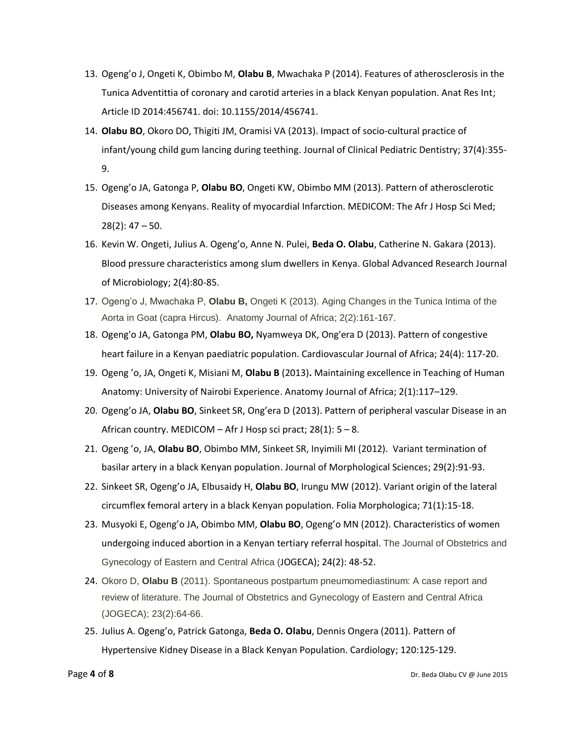13. Ogeng'o J, Ongeti K, Obimbo M, **Olabu B**, Mwachaka P (2014). Features of atherosclerosis in the Tunica Adventittia of coronary and carotid arteries in a black Kenyan population. Anat Res Int; Article ID 2014:456741. doi: 10.1155/2014/456741.
14. **Olabu BO**, Okoro DO, Thigiti JM, Oramisi VA (2013). Impact of socio-cultural practice of infant/young child gum lancing during teething. Journal of Clinical Pediatric Dentistry; 37(4):355-9.
15. Ogeng'o JA, Gatonga P, **Olabu BO**, Ongeti KW, Obimbo MM (2013). Pattern of atherosclerotic Diseases among Kenyans. Reality of myocardial Infarction. MEDICOM: The Afr J Hosp Sci Med; 28(2): 47 – 50.
16. Kevin W. Ongeti, Julius A. Ogeng'o, Anne N. Pulei, **Beda O. Olabu**, Catherine N. Gakara (2013). Blood pressure characteristics among slum dwellers in Kenya. Global Advanced Research Journal of Microbiology; 2(4):80-85.
17. Ogeng'o J, Mwachaka P, **Olabu B,** Ongeti K (2013). Aging Changes in the Tunica Intima of the Aorta in Goat (capra Hircus). Anatomy Journal of Africa; 2(2):161-167.
18. Ogeng'o JA, Gatonga PM, **Olabu BO,** Nyamweya DK, Ong'era D (2013). Pattern of congestive heart failure in a Kenyan paediatric population. Cardiovascular Journal of Africa; 24(4): 117-20.
19. Ogeng 'o, JA, Ongeti K, Misiani M, **Olabu B** (2013)**.** Maintaining excellence in Teaching of Human Anatomy: University of Nairobi Experience. Anatomy Journal of Africa; 2(1):117–129.
20. Ogeng'o JA, **Olabu BO**, Sinkeet SR, Ong'era D (2013). Pattern of peripheral vascular Disease in an African country. MEDICOM – Afr J Hosp sci pract; 28(1): 5 – 8.
21. Ogeng 'o, JA, **Olabu BO**, Obimbo MM, Sinkeet SR, Inyimili MI (2012). Variant termination of basilar artery in a black Kenyan population. Journal of Morphological Sciences; 29(2):91-93.
22. Sinkeet SR, Ogeng'o JA, Elbusaidy H, **Olabu BO**, Irungu MW (2012). Variant origin of the lateral circumflex femoral artery in a black Kenyan population. Folia Morphologica; 71(1):15-18.
23. Musyoki E, Ogeng'o JA, Obimbo MM, **Olabu BO**, Ogeng'o MN (2012). Characteristics of women undergoing induced abortion in a Kenyan tertiary referral hospital. The Journal of Obstetrics and Gynecology of Eastern and Central Africa (JOGECA); 24(2): 48-52.
24. Okoro D, **Olabu B** (2011). Spontaneous postpartum pneumomediastinum: A case report and review of literature. The Journal of Obstetrics and Gynecology of Eastern and Central Africa (JOGECA); 23(2):64-66.
25. Julius A. Ogeng'o, Patrick Gatonga, **Beda O. Olabu**, Dennis Ongera (2011). Pattern of Hypertensive Kidney Disease in a Black Kenyan Population. Cardiology; 120:125-129.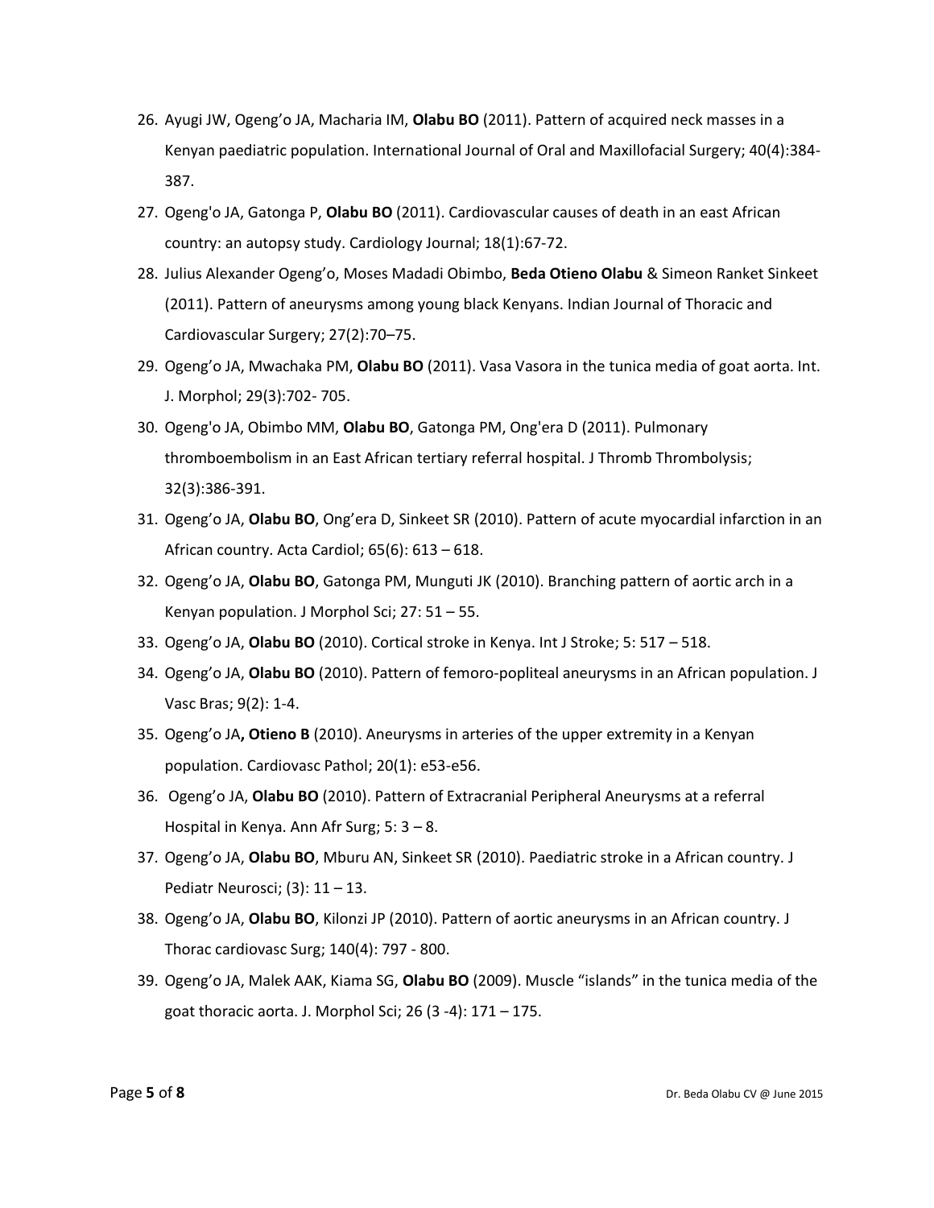26. Ayugi JW, Ogeng'o JA, Macharia IM, **Olabu BO** (2011). Pattern of acquired neck masses in a Kenyan paediatric population. International Journal of Oral and Maxillofacial Surgery; 40(4):384-387.
27. Ogeng'o JA, Gatonga P, **Olabu BO** (2011). Cardiovascular causes of death in an east African country: an autopsy study. Cardiology Journal; 18(1):67-72.
28. Julius Alexander Ogeng'o, Moses Madadi Obimbo, **Beda Otieno Olabu** & Simeon Ranket Sinkeet (2011). Pattern of aneurysms among young black Kenyans. Indian Journal of Thoracic and Cardiovascular Surgery; 27(2):70–75.
29. Ogeng'o JA, Mwachaka PM, **Olabu BO** (2011). Vasa Vasora in the tunica media of goat aorta. Int. J. Morphol; 29(3):702- 705.
30. Ogeng'o JA, Obimbo MM, **Olabu BO**, Gatonga PM, Ong'era D (2011). Pulmonary thromboembolism in an East African tertiary referral hospital. J Thromb Thrombolysis; 32(3):386-391.
31. Ogeng'o JA, **Olabu BO**, Ong'era D, Sinkeet SR (2010). Pattern of acute myocardial infarction in an African country. Acta Cardiol; 65(6): 613 – 618.
32. Ogeng'o JA, **Olabu BO**, Gatonga PM, Munguti JK (2010). Branching pattern of aortic arch in a Kenyan population. J Morphol Sci; 27: 51 – 55.
33. Ogeng'o JA, **Olabu BO** (2010). Cortical stroke in Kenya. Int J Stroke; 5: 517 – 518.
34. Ogeng'o JA, **Olabu BO** (2010). Pattern of femoro-popliteal aneurysms in an African population. J Vasc Bras; 9(2): 1-4.
35. Ogeng'o JA**, Otieno B** (2010). Aneurysms in arteries of the upper extremity in a Kenyan population. Cardiovasc Pathol; 20(1): e53-e56.
36. Ogeng'o JA, **Olabu BO** (2010). Pattern of Extracranial Peripheral Aneurysms at a referral Hospital in Kenya. Ann Afr Surg; 5: 3 – 8.
37. Ogeng'o JA, **Olabu BO**, Mburu AN, Sinkeet SR (2010). Paediatric stroke in a African country. J Pediatr Neurosci; (3): 11 – 13.
38. Ogeng'o JA, **Olabu BO**, Kilonzi JP (2010). Pattern of aortic aneurysms in an African country. J Thorac cardiovasc Surg; 140(4): 797 - 800.
39. Ogeng'o JA, Malek AAK, Kiama SG, **Olabu BO** (2009). Muscle "islands" in the tunica media of the goat thoracic aorta. J. Morphol Sci; 26 (3 -4): 171 – 175.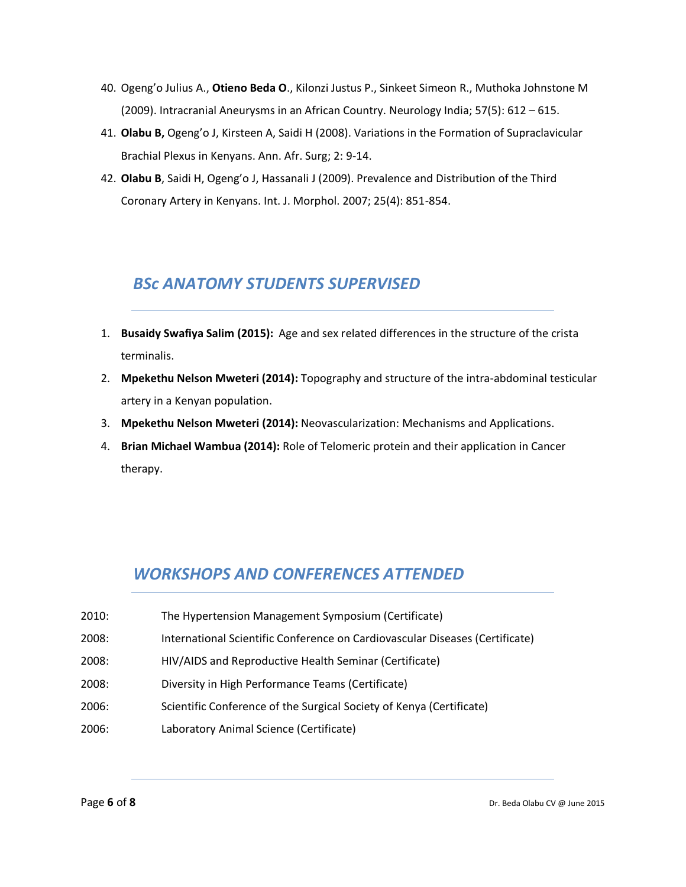40. Ogeng'o Julius A., **Otieno Beda O**., Kilonzi Justus P., Sinkeet Simeon R., Muthoka Johnstone M (2009). Intracranial Aneurysms in an African Country. Neurology India; 57(5): 612 – 615.
41. **Olabu B,** Ogeng'o J, Kirsteen A, Saidi H (2008). Variations in the Formation of Supraclavicular Brachial Plexus in Kenyans. Ann. Afr. Surg; 2: 9-14.
42. **Olabu B**, Saidi H, Ogeng'o J, Hassanali J (2009). Prevalence and Distribution of the Third Coronary Artery in Kenyans. Int. J. Morphol. 2007; 25(4): 851-854.

## *BSc ANATOMY STUDENTS SUPERVISED*

1. **Busaidy Swafiya Salim (2015):** Age and sex related differences in the structure of the crista terminalis.
2. **Mpekethu Nelson Mweteri (2014):** Topography and structure of the intra-abdominal testicular artery in a Kenyan population.
3. **Mpekethu Nelson Mweteri (2014):** Neovascularization: Mechanisms and Applications.
4. **Brian Michael Wambua (2014):** Role of Telomeric protein and their application in Cancer therapy.

## *WORKSHOPS AND CONFERENCES ATTENDED*

2010: The Hypertension Management Symposium (Certificate)

2008: International Scientific Conference on Cardiovascular Diseases (Certificate)

2008: HIV/AIDS and Reproductive Health Seminar (Certificate)

2008: Diversity in High Performance Teams (Certificate)

2006: Scientific Conference of the Surgical Society of Kenya (Certificate)

2006: Laboratory Animal Science (Certificate)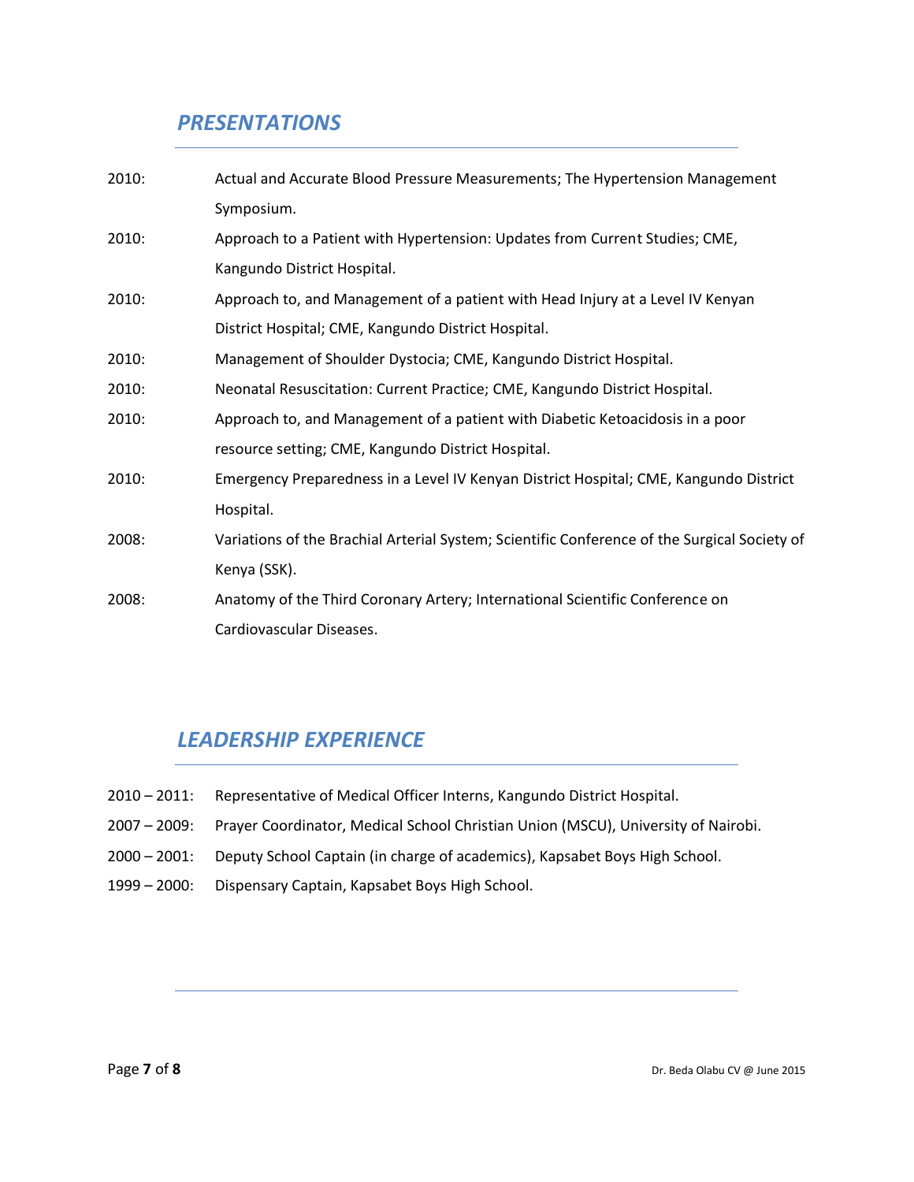## *PRESENTATIONS*

2010: Actual and Accurate Blood Pressure Measurements; The Hypertension Management Symposium.

2010: Approach to a Patient with Hypertension: Updates from Current Studies; CME, Kangundo District Hospital.

2010: Approach to, and Management of a patient with Head Injury at a Level IV Kenyan District Hospital; CME, Kangundo District Hospital.

2010: Management of Shoulder Dystocia; CME, Kangundo District Hospital.

2010: Neonatal Resuscitation: Current Practice; CME, Kangundo District Hospital.

2010: Approach to, and Management of a patient with Diabetic Ketoacidosis in a poor resource setting; CME, Kangundo District Hospital.

2010: Emergency Preparedness in a Level IV Kenyan District Hospital; CME, Kangundo District Hospital.

2008: Variations of the Brachial Arterial System; Scientific Conference of the Surgical Society of Kenya (SSK).

2008: Anatomy of the Third Coronary Artery; International Scientific Conference on Cardiovascular Diseases.

## *LEADERSHIP EXPERIENCE*

2010 – 2011: Representative of Medical Officer Interns, Kangundo District Hospital.

2007 – 2009: Prayer Coordinator, Medical School Christian Union (MSCU), University of Nairobi.

2000 – 2001: Deputy School Captain (in charge of academics), Kapsabet Boys High School.

1999 – 2000: Dispensary Captain, Kapsabet Boys High School.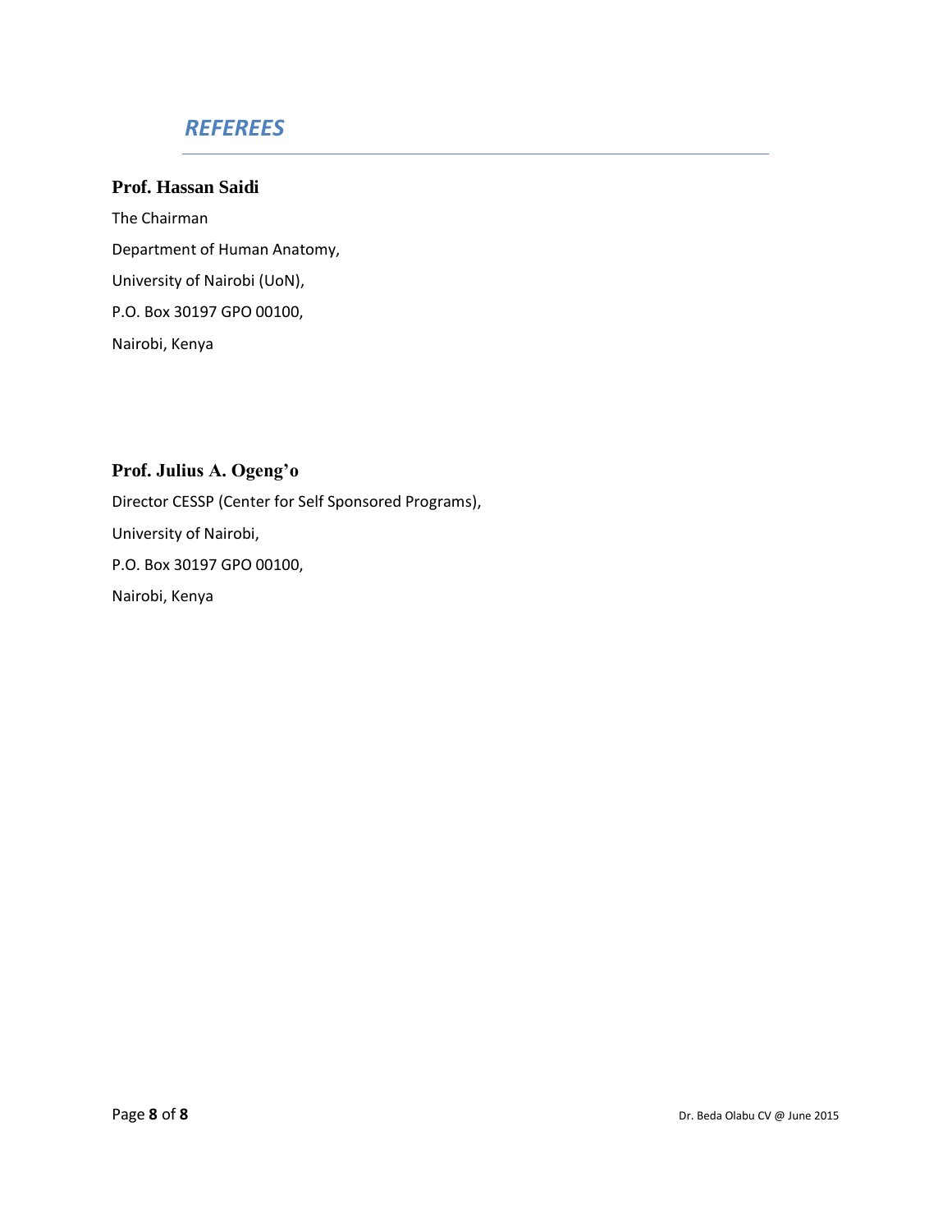## *REFEREES*

**Prof. Hassan Saidi**

The Chairman

Department of Human Anatomy,

University of Nairobi (UoN),

P.O. Box 30197 GPO 00100,

Nairobi, Kenya

**Prof. Julius A. Ogeng'o**

Director CESSP (Center for Self Sponsored Programs),

University of Nairobi,

P.O. Box 30197 GPO 00100,

Nairobi, Kenya